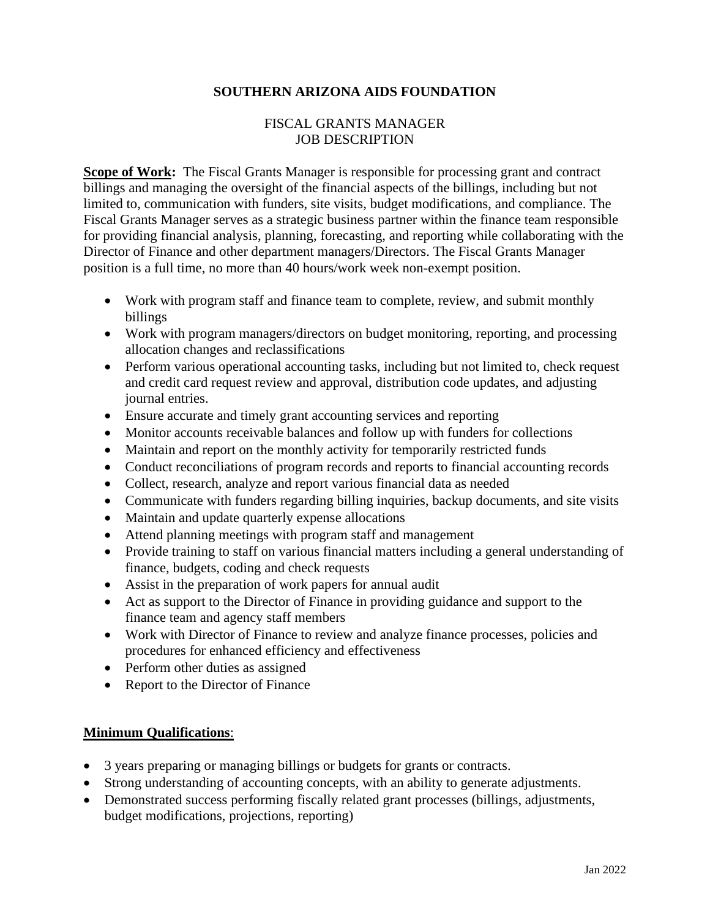# SOUTHERN ARIZONA AIDS FOUNDATION

## FISCAL GRANTS MANAGER
## JOB DESCRIPTION

**Scope of Work:** The Fiscal Grants Manager is responsible for processing grant and contract billings and managing the oversight of the financial aspects of the billings, including but not limited to, communication with funders, site visits, budget modifications, and compliance. The Fiscal Grants Manager serves as a strategic business partner within the finance team responsible for providing financial analysis, planning, forecasting, and reporting while collaborating with the Director of Finance and other department managers/Directors. The Fiscal Grants Manager position is a full time, no more than 40 hours/work week non-exempt position.

- Work with program staff and finance team to complete, review, and submit monthly billings
- Work with program managers/directors on budget monitoring, reporting, and processing allocation changes and reclassifications
- Perform various operational accounting tasks, including but not limited to, check request and credit card request review and approval, distribution code updates, and adjusting journal entries.
- Ensure accurate and timely grant accounting services and reporting
- Monitor accounts receivable balances and follow up with funders for collections
- Maintain and report on the monthly activity for temporarily restricted funds
- Conduct reconciliations of program records and reports to financial accounting records
- Collect, research, analyze and report various financial data as needed
- Communicate with funders regarding billing inquiries, backup documents, and site visits
- Maintain and update quarterly expense allocations
- Attend planning meetings with program staff and management
- Provide training to staff on various financial matters including a general understanding of finance, budgets, coding and check requests
- Assist in the preparation of work papers for annual audit
- Act as support to the Director of Finance in providing guidance and support to the finance team and agency staff members
- Work with Director of Finance to review and analyze finance processes, policies and procedures for enhanced efficiency and effectiveness
- Perform other duties as assigned
- Report to the Director of Finance

**Minimum Qualifications**:

- 3 years preparing or managing billings or budgets for grants or contracts.
- Strong understanding of accounting concepts, with an ability to generate adjustments.
- Demonstrated success performing fiscally related grant processes (billings, adjustments, budget modifications, projections, reporting)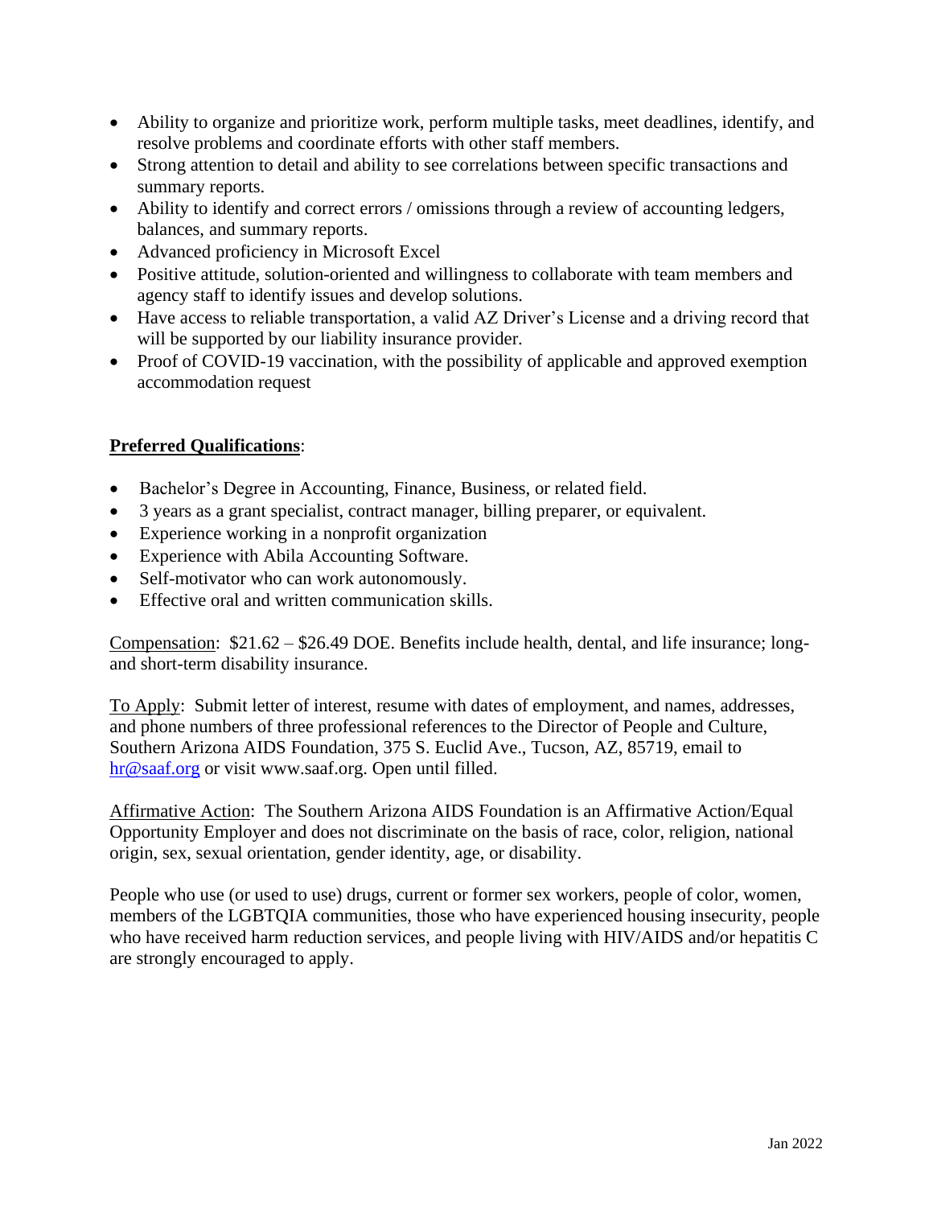- Ability to organize and prioritize work, perform multiple tasks, meet deadlines, identify, and resolve problems and coordinate efforts with other staff members.
- Strong attention to detail and ability to see correlations between specific transactions and summary reports.
- Ability to identify and correct errors / omissions through a review of accounting ledgers, balances, and summary reports.
- Advanced proficiency in Microsoft Excel
- Positive attitude, solution-oriented and willingness to collaborate with team members and agency staff to identify issues and develop solutions.
- Have access to reliable transportation, a valid AZ Driver's License and a driving record that will be supported by our liability insurance provider.
- Proof of COVID-19 vaccination, with the possibility of applicable and approved exemption accommodation request

**Preferred Qualifications**:

- Bachelor's Degree in Accounting, Finance, Business, or related field.
- 3 years as a grant specialist, contract manager, billing preparer, or equivalent.
- Experience working in a nonprofit organization
- Experience with Abila Accounting Software.
- Self-motivator who can work autonomously.
- Effective oral and written communication skills.

Compensation: $21.62 – $26.49 DOE. Benefits include health, dental, and life insurance; long- and short-term disability insurance.

To Apply: Submit letter of interest, resume with dates of employment, and names, addresses, and phone numbers of three professional references to the Director of People and Culture, Southern Arizona AIDS Foundation, 375 S. Euclid Ave., Tucson, AZ, 85719, email to hr@saaf.org or visit www.saaf.org. Open until filled.

Affirmative Action: The Southern Arizona AIDS Foundation is an Affirmative Action/Equal Opportunity Employer and does not discriminate on the basis of race, color, religion, national origin, sex, sexual orientation, gender identity, age, or disability.

People who use (or used to use) drugs, current or former sex workers, people of color, women, members of the LGBTQIA communities, those who have experienced housing insecurity, people who have received harm reduction services, and people living with HIV/AIDS and/or hepatitis C are strongly encouraged to apply.

Jan 2022